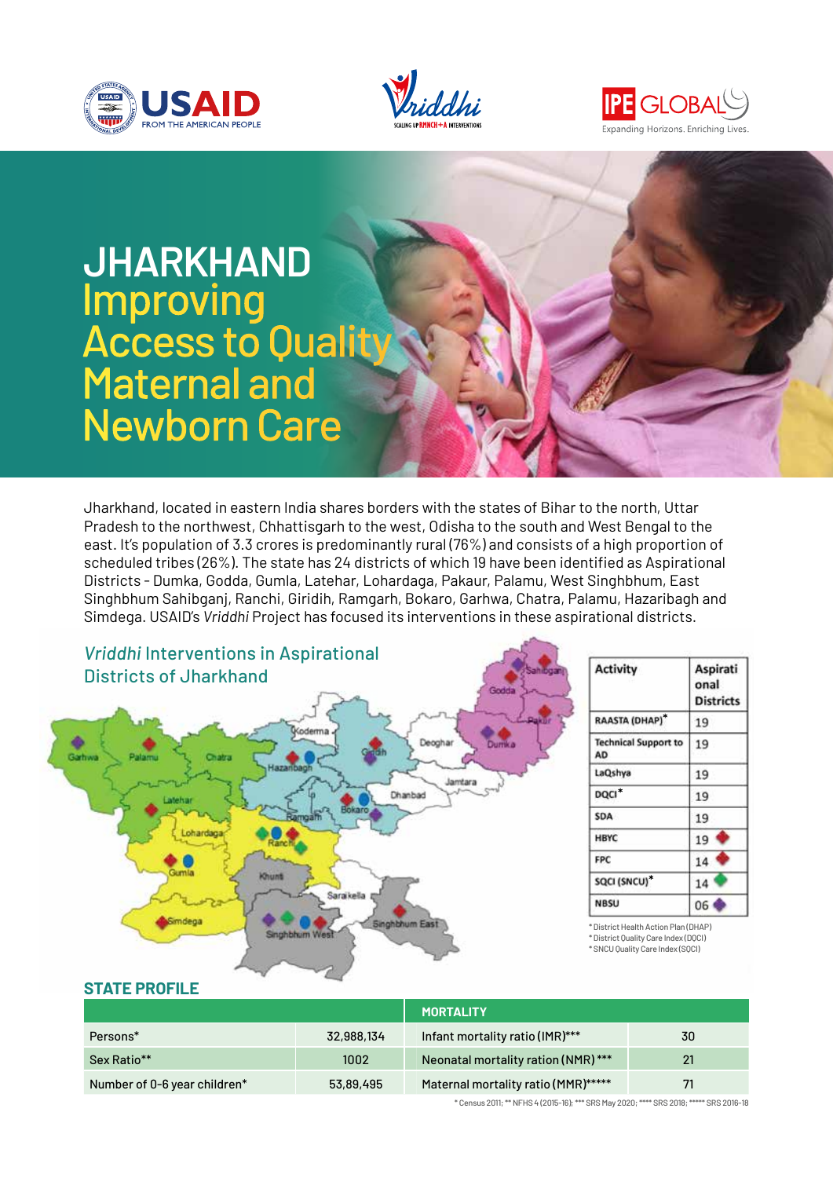# JHARKHAND

## Improving Access to Quality Maternal and Newborn Care

Jharkhand, located in eastern India shares borders with the states of Bihar to the north, Uttar Pradesh to the northwest, Chhattisgarh to the west, Odisha to the south and West Bengal to the east. It's population of 3.3 crores is predominantly rural (76%) and consists of a high proportion of scheduled tribes (26%). The state has 24 districts of which 19 have been identified as Aspirational Districts - Dumka, Godda, Gumla, Latehar, Lohardaga, Pakaur, Palamu, West Singhbhum, East Singhbhum Sahibganj, Ranchi, Giridih, Ramgarh, Bokaro, Garhwa, Chatra, Palamu, Hazaribagh and Simdega. USAID's *Vriddhi* Project has focused its interventions in these aspirational districts.

### *Vriddhi* Interventions in Aspirational Districts of Jharkhand

| Activity | Aspirational Districts |
|---|---|
| RAASTA (DHAP)* | 19 |
| Technical Support to AD | 19 |
| LaQshya | 19 |
| DQCI* | 19 |
| SDA | 19 |
| HBYC | 19 |
| FPC | 14 |
| SQCI (SNCU)* | 14 |
| NBSU | 06 |

* District Health Action Plan (DHAP)
* District Quality Care Index (DQCI)
* SNCU Quality Care Index (SQCI)

## STATE PROFILE

| | | MORTALITY | |
|---|---|---|---|
| Persons* | 32,988,134 | Infant mortality ratio (IMR)*** | 30 |
| Sex Ratio** | 1002 | Neonatal mortality ration (NMR) *** | 21 |
| Number of 0-6 year children* | 53,89,495 | Maternal mortality ratio (MMR)***** | 71 |

* Census 2011; ** NFHS 4 (2015-16); *** SRS May 2020; **** SRS 2018; ***** SRS 2016-18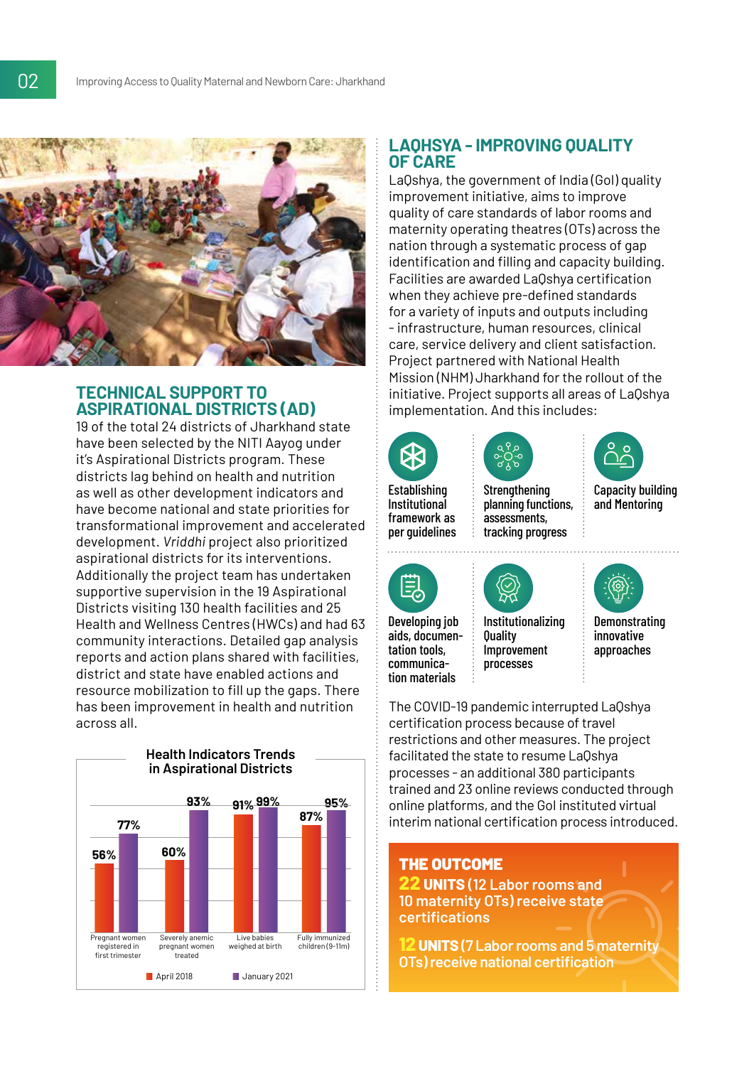## TECHNICAL SUPPORT TO ASPIRATIONAL DISTRICTS (AD)

19 of the total 24 districts of Jharkhand state have been selected by the NITI Aayog under it's Aspirational Districts program. These districts lag behind on health and nutrition as well as other development indicators and have become national and state priorities for transformational improvement and accelerated development. *Vriddhi* project also prioritized aspirational districts for its interventions. Additionally the project team has undertaken supportive supervision in the 19 Aspirational Districts visiting 130 health facilities and 25 Health and Wellness Centres (HWCs) and had 63 community interactions. Detailed gap analysis reports and action plans shared with facilities, district and state have enabled actions and resource mobilization to fill up the gaps. There has been improvement in health and nutrition across all.

**Health Indicators Trends in Aspirational Districts**

| Indicator | April 2018 | January 2021 |
|---|---|---|
| Pregnant women registered in first trimester | 56% | 77% |
| Severely anemic pregnant women treated | 60% | 93% |
| Live babies weighed at birth | 91% | 99% |
| Fully immunized children (9-11m) | 87% | 95% |

## LAQSHYA - IMPROVING QUALITY OF CARE

LaQshya, the government of India (GoI) quality improvement initiative, aims to improve quality of care standards of labor rooms and maternity operating theatres (OTs) across the nation through a systematic process of gap identification and filling and capacity building. Facilities are awarded LaQshya certification when they achieve pre-defined standards for a variety of inputs and outputs including - infrastructure, human resources, clinical care, service delivery and client satisfaction. Project partnered with National Health Mission (NHM) Jharkhand for the rollout of the initiative. Project supports all areas of LaQshya implementation. And this includes:

- Establishing Institutional framework as per guidelines
- Strengthening planning functions, assessments, tracking progress
- Capacity building and Mentoring
- Developing job aids, documentation tools, communication materials
- Institutionalizing Quality Improvement processes
- Demonstrating innovative approaches

The COVID-19 pandemic interrupted LaQshya certification process because of travel restrictions and other measures. The project facilitated the state to resume LaQshya processes - an additional 380 participants trained and 23 online reviews conducted through online platforms, and the GoI instituted virtual interim national certification process introduced.

### THE OUTCOME

**22 UNITS (12 Labor rooms and 10 maternity OTs) receive state certifications**

**12 UNITS (7 Labor rooms and 5 maternity OTs) receive national certification**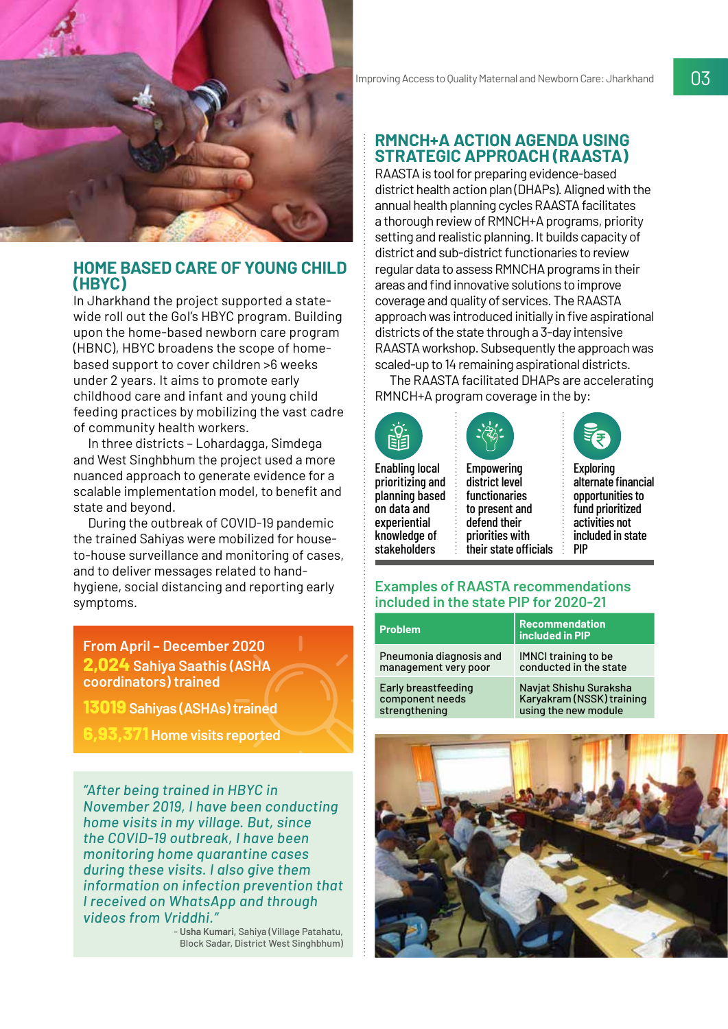## HOME BASED CARE OF YOUNG CHILD (HBYC)

In Jharkhand the project supported a state-wide roll out the GoI's HBYC program. Building upon the home-based newborn care program (HBNC), HBYC broadens the scope of home-based support to cover children >6 weeks under 2 years. It aims to promote early childhood care and infant and young child feeding practices by mobilizing the vast cadre of community health workers.

In three districts – Lohardagga, Simdega and West Singhbhum the project used a more nuanced approach to generate evidence for a scalable implementation model, to benefit and state and beyond.

During the outbreak of COVID-19 pandemic the trained Sahiyas were mobilized for house-to-house surveillance and monitoring of cases, and to deliver messages related to hand-hygiene, social distancing and reporting early symptoms.

**From April – December 2020**

**2,024** Sahiya Saathis (ASHA coordinators) trained

**13019** Sahiyas (ASHAs) trained

**6,93,371** Home visits reported

*"After being trained in HBYC in November 2019, I have been conducting home visits in my village. But, since the COVID-19 outbreak, I have been monitoring home quarantine cases during these visits. I also give them information on infection prevention that I received on WhatsApp and through videos from Vriddhi."*

- **Usha Kumari**, Sahiya (Village Patahatu, Block Sadar, District West Singhbhum)

## RMNCH+A ACTION AGENDA USING STRATEGIC APPROACH (RAASTA)

RAASTA is tool for preparing evidence-based district health action plan (DHAPs). Aligned with the annual health planning cycles RAASTA facilitates a thorough review of RMNCH+A programs, priority setting and realistic planning. It builds capacity of district and sub-district functionaries to review regular data to assess RMNCHA programs in their areas and find innovative solutions to improve coverage and quality of services. The RAASTA approach was introduced initially in five aspirational districts of the state through a 3-day intensive RAASTA workshop. Subsequently the approach was scaled-up to 14 remaining aspirational districts.

The RAASTA facilitated DHAPs are accelerating RMNCH+A program coverage in the by:

- Enabling local prioritizing and planning based on data and experiential knowledge of stakeholders
- Empowering district level functionaries to present and defend their priorities with their state officials
- Exploring alternate financial opportunities to fund prioritized activities not included in state PIP

### Examples of RAASTA recommendations included in the state PIP for 2020-21

| Problem | Recommendation included in PIP |
| --- | --- |
| Pneumonia diagnosis and management very poor | IMNCI training to be conducted in the state |
| Early breastfeeding component needs strengthening | Navjat Shishu Suraksha Karyakram (NSSK) training using the new module |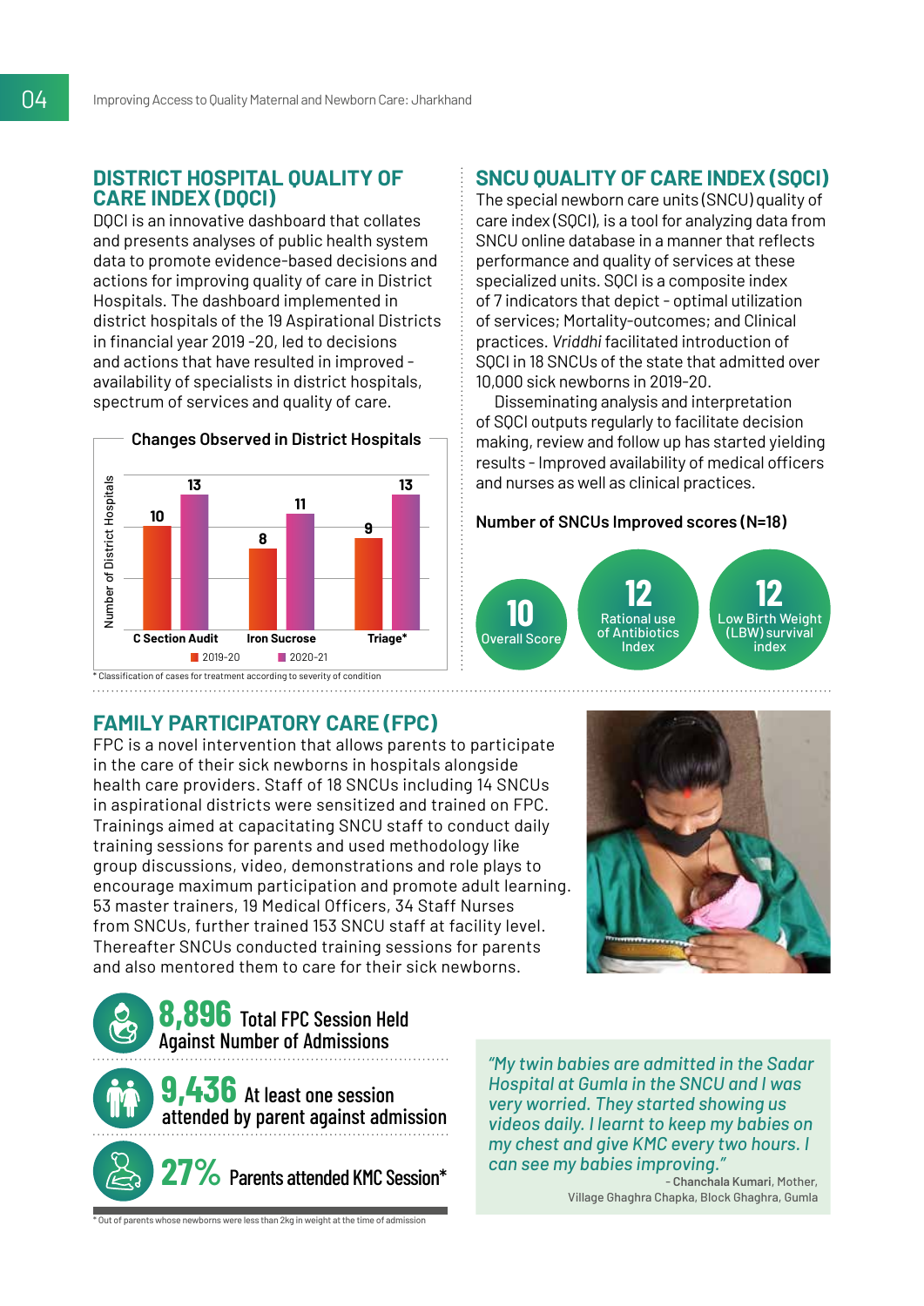## DISTRICT HOSPITAL QUALITY OF CARE INDEX (DQCI)

DQCI is an innovative dashboard that collates and presents analyses of public health system data to promote evidence-based decisions and actions for improving quality of care in District Hospitals. The dashboard implemented in district hospitals of the 19 Aspirational Districts in financial year 2019 -20, led to decisions and actions that have resulted in improved - availability of specialists in district hospitals, spectrum of services and quality of care.

**Changes Observed in District Hospitals**

| Number of District Hospitals | 2019-20 | 2020-21 |
|---|---|---|
| C Section Audit | 10 | 13 |
| Iron Sucrose | 8 | 11 |
| Triage* | 9 | 13 |

\* Classification of cases for treatment according to severity of condition

## SNCU QUALITY OF CARE INDEX (SQCI)

The special newborn care units (SNCU) quality of care index (SQCI), is a tool for analyzing data from SNCU online database in a manner that reflects performance and quality of services at these specialized units. SQCI is a composite index of 7 indicators that depict - optimal utilization of services; Mortality-outcomes; and Clinical practices. *Vriddhi* facilitated introduction of SQCI in 18 SNCUs of the state that admitted over 10,000 sick newborns in 2019-20.

Disseminating analysis and interpretation of SQCI outputs regularly to facilitate decision making, review and follow up has started yielding results - Improved availability of medical officers and nurses as well as clinical practices.

**Number of SNCUs Improved scores (N=18)**

- **10** Overall Score
- **12** Rational use of Antibiotics Index
- **12** Low Birth Weight (LBW) survival index

## FAMILY PARTICIPATORY CARE (FPC)

FPC is a novel intervention that allows parents to participate in the care of their sick newborns in hospitals alongside health care providers. Staff of 18 SNCUs including 14 SNCUs in aspirational districts were sensitized and trained on FPC. Trainings aimed at capacitating SNCU staff to conduct daily training sessions for parents and used methodology like group discussions, video, demonstrations and role plays to encourage maximum participation and promote adult learning. 53 master trainers, 19 Medical Officers, 34 Staff Nurses from SNCUs, further trained 153 SNCU staff at facility level. Thereafter SNCUs conducted training sessions for parents and also mentored them to care for their sick newborns.

- **8,896** Total FPC Session Held Against Number of Admissions
- **9,436** At least one session attended by parent against admission
- **27%** Parents attended KMC Session*

\* Out of parents whose newborns were less than 2kg in weight at the time of admission

*"My twin babies are admitted in the Sadar Hospital at Gumla in the SNCU and I was very worried. They started showing us videos daily. I learnt to keep my babies on my chest and give KMC every two hours. I can see my babies improving."*

\- **Chanchala Kumari**, Mother, Village Ghaghra Chapka, Block Ghaghra, Gumla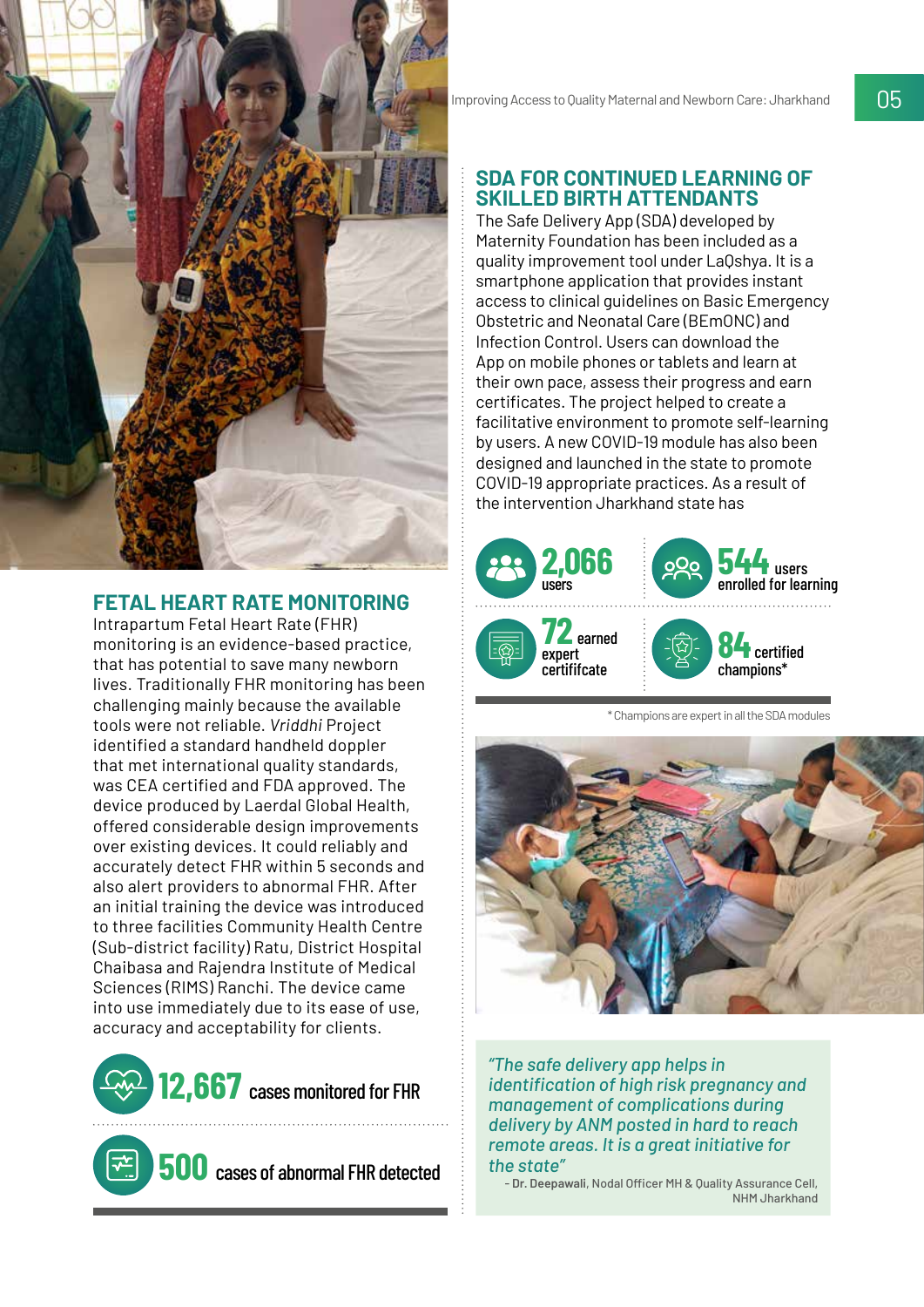## FETAL HEART RATE MONITORING

Intrapartum Fetal Heart Rate (FHR) monitoring is an evidence-based practice, that has potential to save many newborn lives. Traditionally FHR monitoring has been challenging mainly because the available tools were not reliable. *Vriddhi* Project identified a standard handheld doppler that met international quality standards, was CEA certified and FDA approved. The device produced by Laerdal Global Health, offered considerable design improvements over existing devices. It could reliably and accurately detect FHR within 5 seconds and also alert providers to abnormal FHR. After an initial training the device was introduced to three facilities Community Health Centre (Sub-district facility) Ratu, District Hospital Chaibasa and Rajendra Institute of Medical Sciences (RIMS) Ranchi. The device came into use immediately due to its ease of use, accuracy and acceptability for clients.

**12,667** cases monitored for FHR

**500** cases of abnormal FHR detected

## SDA FOR CONTINUED LEARNING OF SKILLED BIRTH ATTENDANTS

The Safe Delivery App (SDA) developed by Maternity Foundation has been included as a quality improvement tool under LaQshya. It is a smartphone application that provides instant access to clinical guidelines on Basic Emergency Obstetric and Neonatal Care (BEmONC) and Infection Control. Users can download the App on mobile phones or tablets and learn at their own pace, assess their progress and earn certificates. The project helped to create a facilitative environment to promote self-learning by users. A new COVID-19 module has also been designed and launched in the state to promote COVID-19 appropriate practices. As a result of the intervention Jharkhand state has

**2,066** users

**544** users enrolled for learning

**72** earned expert certificfcate

**84** certified champions*

*Champions are expert in all the SDA modules

*"The safe delivery app helps in identification of high risk pregnancy and management of complications during delivery by ANM posted in hard to reach remote areas. It is a great initiative for the state"*

- **Dr. Deepawali**, Nodal Officer MH & Quality Assurance Cell, NHM Jharkhand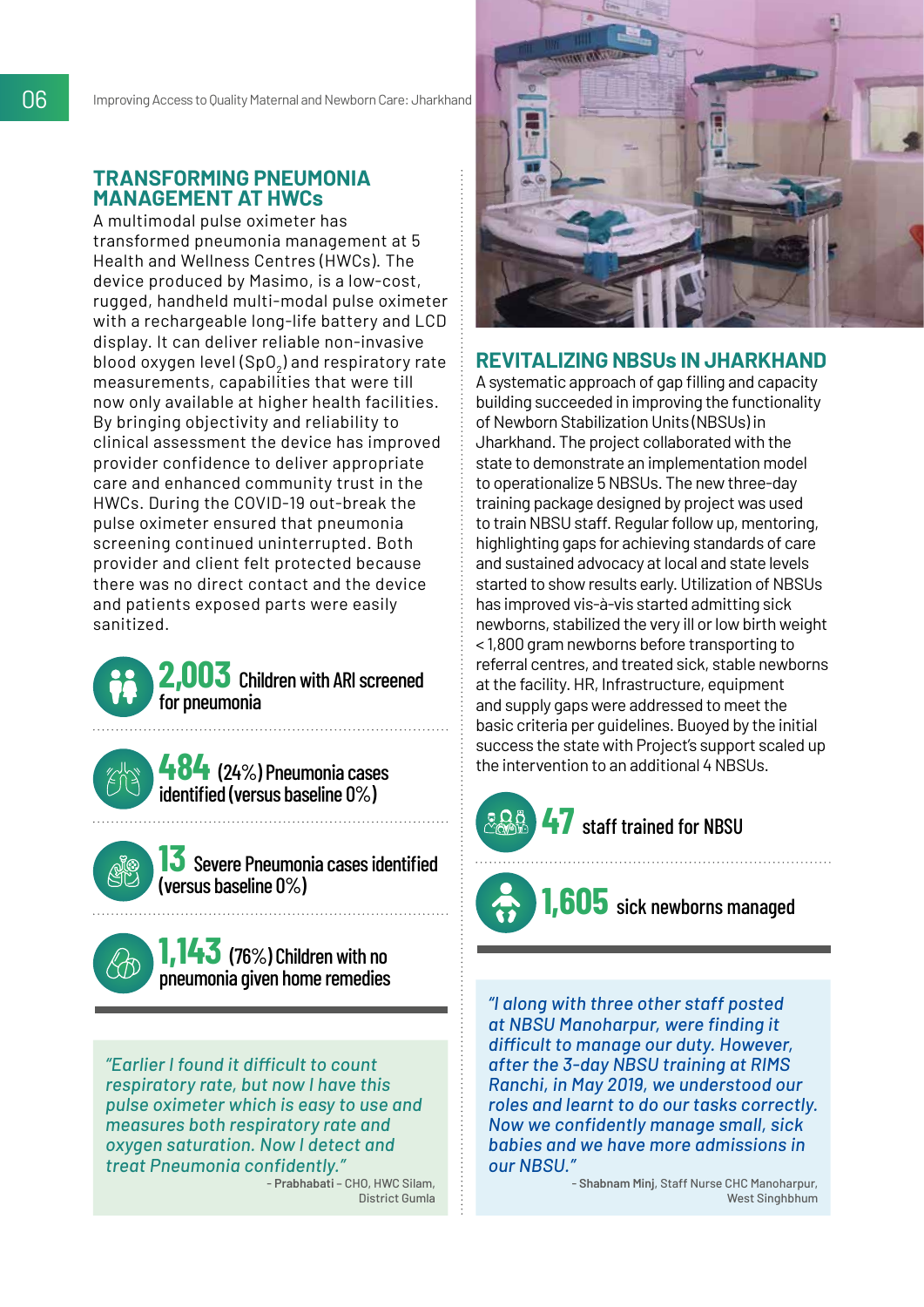## TRANSFORMING PNEUMONIA MANAGEMENT AT HWCs

A multimodal pulse oximeter has transformed pneumonia management at 5 Health and Wellness Centres (HWCs). The device produced by Masimo, is a low-cost, rugged, handheld multi-modal pulse oximeter with a rechargeable long-life battery and LCD display. It can deliver reliable non-invasive blood oxygen level ($SpO_2$) and respiratory rate measurements, capabilities that were till now only available at higher health facilities. By bringing objectivity and reliability to clinical assessment the device has improved provider confidence to deliver appropriate care and enhanced community trust in the HWCs. During the COVID-19 out-break the pulse oximeter ensured that pneumonia screening continued uninterrupted. Both provider and client felt protected because there was no direct contact and the device and patients exposed parts were easily sanitized.

**2,003** Children with ARI screened for pneumonia

**484** (24%) Pneumonia cases identified (versus baseline 0%)

**13** Severe Pneumonia cases identified (versus baseline 0%)

**1,143** (76%) Children with no pneumonia given home remedies

*"Earlier I found it difficult to count respiratory rate, but now I have this pulse oximeter which is easy to use and measures both respiratory rate and oxygen saturation. Now I detect and treat Pneumonia confidently."*

– **Prabhabati** – CHO, HWC Silam, District Gumla

## REVITALIZING NBSUs IN JHARKHAND

A systematic approach of gap filling and capacity building succeeded in improving the functionality of Newborn Stabilization Units (NBSUs) in Jharkhand. The project collaborated with the state to demonstrate an implementation model to operationalize 5 NBSUs. The new three-day training package designed by project was used to train NBSU staff. Regular follow up, mentoring, highlighting gaps for achieving standards of care and sustained advocacy at local and state levels started to show results early. Utilization of NBSUs has improved vis-à-vis started admitting sick newborns, stabilized the very ill or low birth weight < 1,800 gram newborns before transporting to referral centres, and treated sick, stable newborns at the facility. HR, Infrastructure, equipment and supply gaps were addressed to meet the basic criteria per guidelines. Buoyed by the initial success the state with Project's support scaled up the intervention to an additional 4 NBSUs.

**47** staff trained for NBSU

**1,605** sick newborns managed

*"I along with three other staff posted at NBSU Manoharpur, were finding it difficult to manage our duty. However, after the 3-day NBSU training at RIMS Ranchi, in May 2019, we understood our roles and learnt to do our tasks correctly. Now we confidently manage small, sick babies and we have more admissions in our NBSU."*

– **Shabnam Minj**, Staff Nurse CHC Manoharpur, West Singhbhum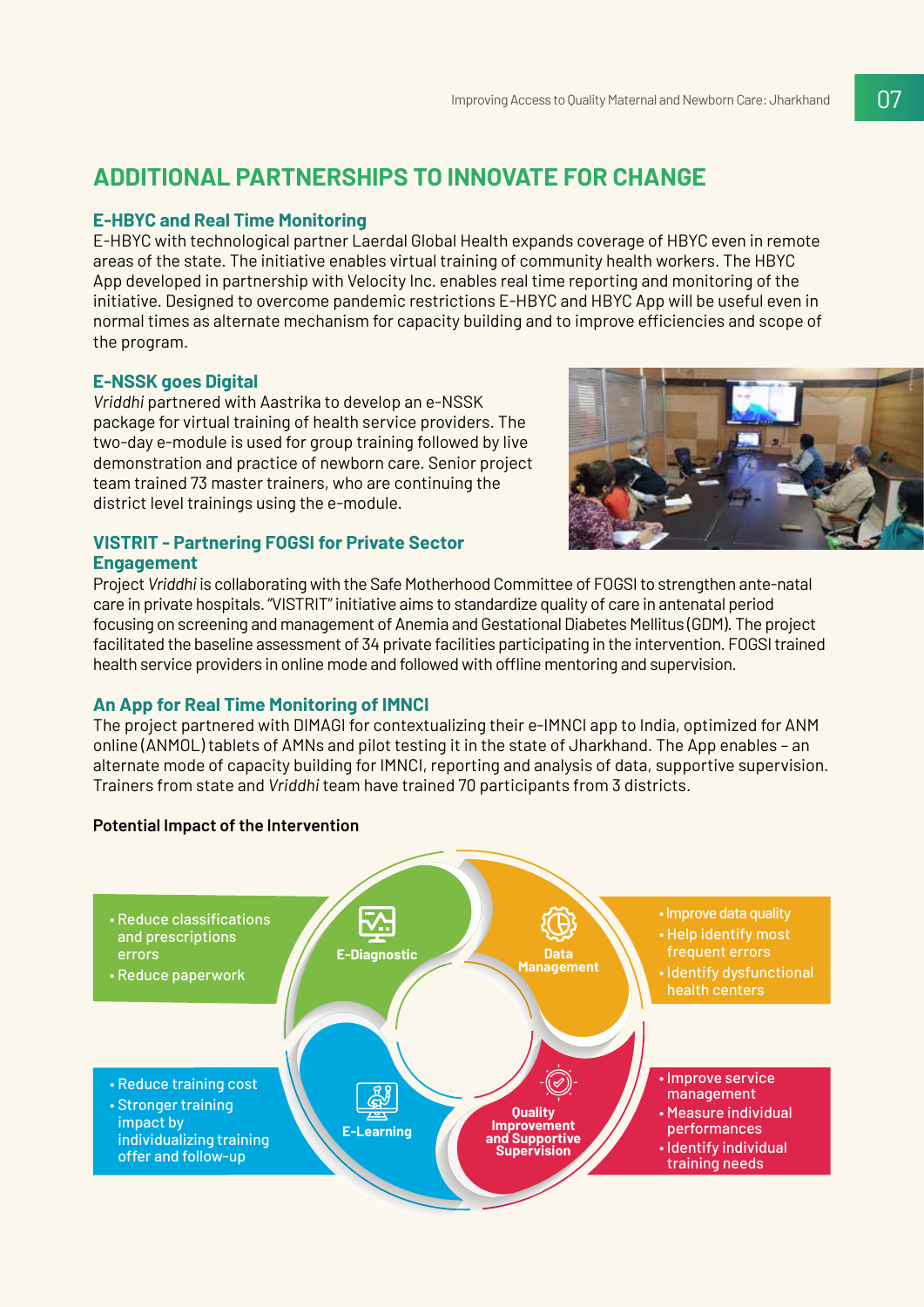# ADDITIONAL PARTNERSHIPS TO INNOVATE FOR CHANGE

## E-HBYC and Real Time Monitoring

E-HBYC with technological partner Laerdal Global Health expands coverage of HBYC even in remote areas of the state. The initiative enables virtual training of community health workers. The HBYC App developed in partnership with Velocity Inc. enables real time reporting and monitoring of the initiative. Designed to overcome pandemic restrictions E-HBYC and HBYC App will be useful even in normal times as alternate mechanism for capacity building and to improve efficiencies and scope of the program.

## E-NSSK goes Digital

*Vriddhi* partnered with Aastrika to develop an e-NSSK package for virtual training of health service providers. The two-day e-module is used for group training followed by live demonstration and practice of newborn care. Senior project team trained 73 master trainers, who are continuing the district level trainings using the e-module.

## VISTRIT - Partnering FOGSI for Private Sector Engagement

Project *Vriddhi* is collaborating with the Safe Motherhood Committee of FOGSI to strengthen ante-natal care in private hospitals. "VISTRIT" initiative aims to standardize quality of care in antenatal period focusing on screening and management of Anemia and Gestational Diabetes Mellitus (GDM). The project facilitated the baseline assessment of 34 private facilities participating in the intervention. FOGSI trained health service providers in online mode and followed with offline mentoring and supervision.

## An App for Real Time Monitoring of IMNCI

The project partnered with DIMAGI for contextualizing their e-IMNCI app to India, optimized for ANM online (ANMOL) tablets of AMNs and pilot testing it in the state of Jharkhand. The App enables – an alternate mode of capacity building for IMNCI, reporting and analysis of data, supportive supervision. Trainers from state and *Vriddhi* team have trained 70 participants from 3 districts.

**Potential Impact of the Intervention**

**E-Diagnostic**
- Reduce classifications and prescriptions errors
- Reduce paperwork

**Data Management**
- Improve data quality
- Help identify most frequent errors
- Identify dysfunctional health centers

**E-Learning**
- Reduce training cost
- Stronger training impact by individualizing training offer and follow-up

**Quality Improvement and Supportive Supervision**
- Improve service management
- Measure individual performances
- Identify individual training needs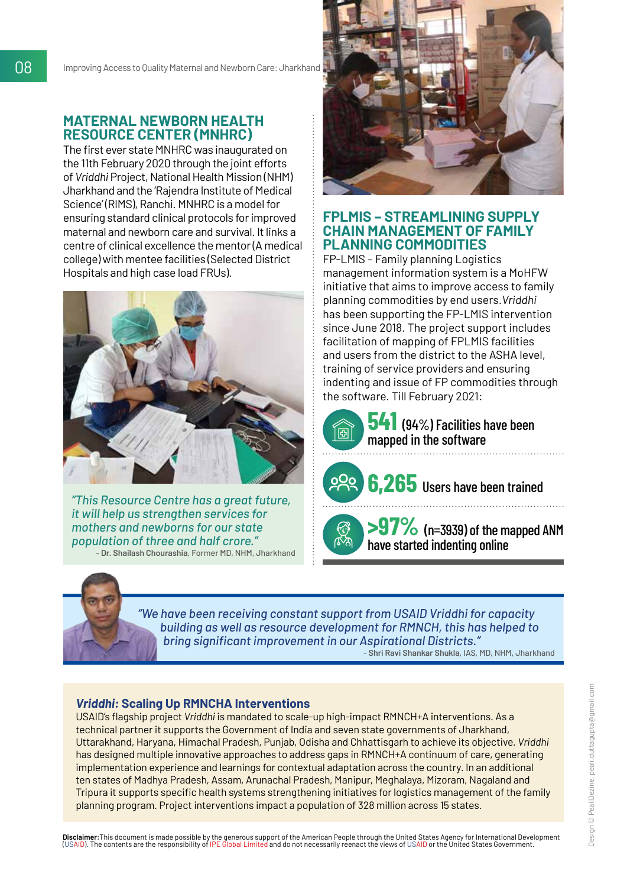## MATERNAL NEWBORN HEALTH RESOURCE CENTER (MNHRC)

The first ever state MNHRC was inaugurated on the 11th February 2020 through the joint efforts of *Vriddhi* Project, National Health Mission (NHM) Jharkhand and the 'Rajendra Institute of Medical Science' (RIMS), Ranchi. MNHRC is a model for ensuring standard clinical protocols for improved maternal and newborn care and survival. It links a centre of clinical excellence the mentor (A medical college) with mentee facilities (Selected District Hospitals and high case load FRUs).

*"This Resource Centre has a great future, it will help us strengthen services for mothers and newborns for our state population of three and half crore."*
- **Dr. Shailash Chourashia**, Former MD, NHM, Jharkhand

## FPLMIS – STREAMLINING SUPPLY CHAIN MANAGEMENT OF FAMILY PLANNING COMMODITIES

FP-LMIS – Family planning Logistics management information system is a MoHFW initiative that aims to improve access to family planning commodities by end users. *Vriddhi* has been supporting the FP-LMIS intervention since June 2018. The project support includes facilitation of mapping of FPLMIS facilities and users from the district to the ASHA level, training of service providers and ensuring indenting and issue of FP commodities through the software. Till February 2021:

- **541** (94%) Facilities have been mapped in the software
- **6,265** Users have been trained
- **>97%** (n=3939) of the mapped ANM have started indenting online

*"We have been receiving constant support from USAID Vriddhi for capacity building as well as resource development for RMNCH, this has helped to bring significant improvement in our Aspirational Districts."*
- **Shri Ravi Shankar Shukla**, IAS, MD, NHM, Jharkhand

### *Vriddhi:* Scaling Up RMNCHA Interventions

USAID's flagship project *Vriddhi* is mandated to scale-up high-impact RMNCH+A interventions. As a technical partner it supports the Government of India and seven state governments of Jharkhand, Uttarakhand, Haryana, Himachal Pradesh, Punjab, Odisha and Chhattisgarh to achieve its objective. *Vriddhi* has designed multiple innovative approaches to address gaps in RMNCH+A continuum of care, generating implementation experience and learnings for contextual adaptation across the country. In an additional ten states of Madhya Pradesh, Assam, Arunachal Pradesh, Manipur, Meghalaya, Mizoram, Nagaland and Tripura it supports specific health systems strengthening initiatives for logistics management of the family planning program. Project interventions impact a population of 328 million across 15 states.

**Disclaimer:** This document is made possible by the generous support of the American People through the United States Agency for International Development (USAID). The contents are the responsibility of IPE Global Limited and do not necessarily reenact the views of USAID or the United States Government.

Design © PeallDezine, peall.duttagupta@gmail.com